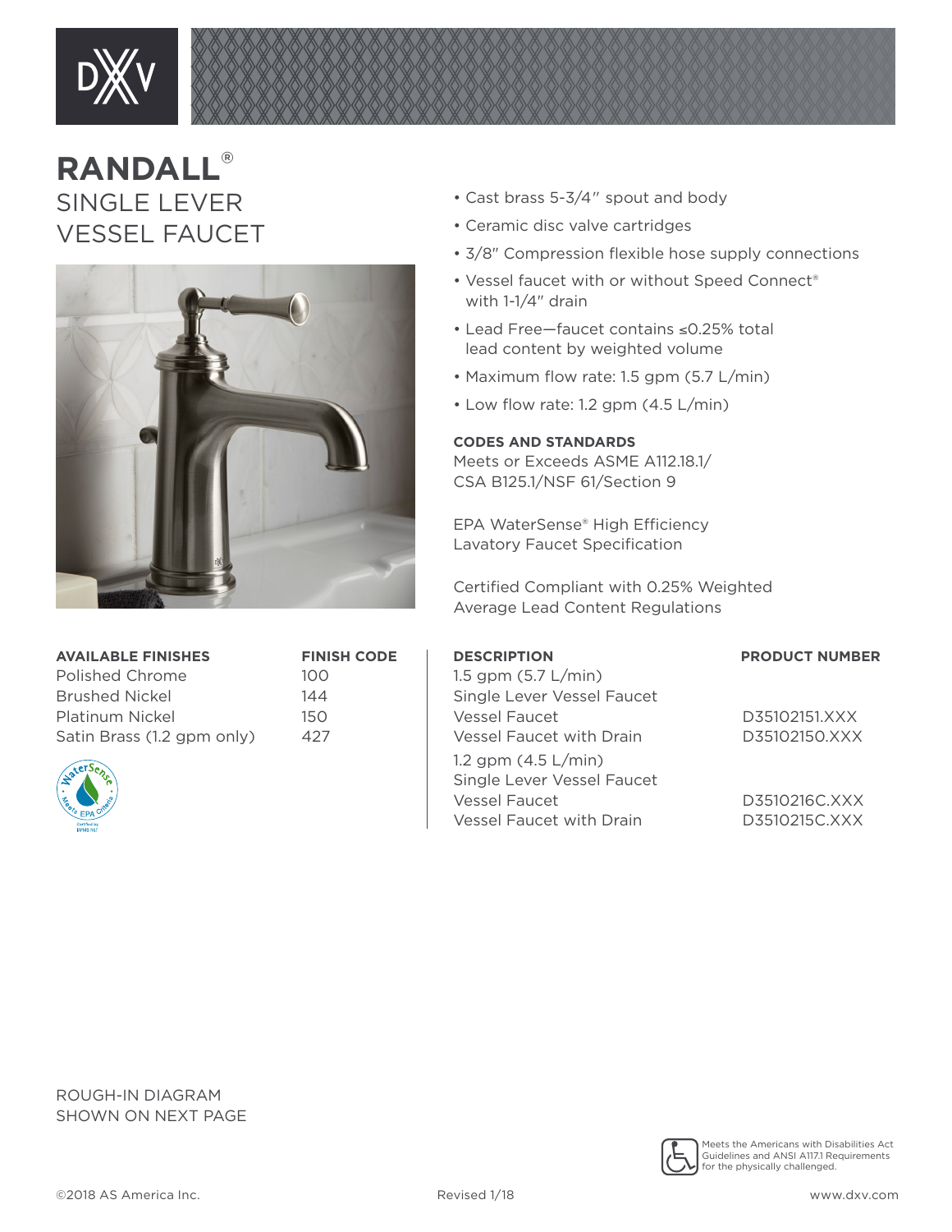# RANDALL®

## SINGLE LEVER VESSEL FAUCET

- Cast brass 5-3/4" spout and body
- Ceramic disc valve cartridges
- 3/8" Compression flexible hose supply connections
- Vessel faucet with or without Speed Connect® with 1-1/4" drain
- Lead Free—faucet contains ≤0.25% total lead content by weighted volume
- Maximum flow rate: 1.5 gpm (5.7 L/min)
- Low flow rate: 1.2 gpm (4.5 L/min)

**CODES AND STANDARDS**
Meets or Exceeds ASME A112.18.1/ CSA B125.1/NSF 61/Section 9

EPA WaterSense® High Efficiency Lavatory Faucet Specification

Certified Compliant with 0.25% Weighted Average Lead Content Regulations

| AVAILABLE FINISHES | FINISH CODE |
|---|---|
| Polished Chrome | 100 |
| Brushed Nickel | 144 |
| Platinum Nickel | 150 |
| Satin Brass (1.2 gpm only) | 427 |

| DESCRIPTION | PRODUCT NUMBER |
|---|---|
| 1.5 gpm (5.7 L/min) Single Lever Vessel Faucet | |
| Vessel Faucet | D35102151.XXX |
| Vessel Faucet with Drain | D35102150.XXX |
| 1.2 gpm (4.5 L/min) Single Lever Vessel Faucet | |
| Vessel Faucet | D3510216C.XXX |
| Vessel Faucet with Drain | D3510215C.XXX |

ROUGH-IN DIAGRAM SHOWN ON NEXT PAGE

Meets the Americans with Disabilities Act Guidelines and ANSI A117.1 Requirements for the physically challenged.

©2018 AS America Inc. Revised 1/18 www.dxv.com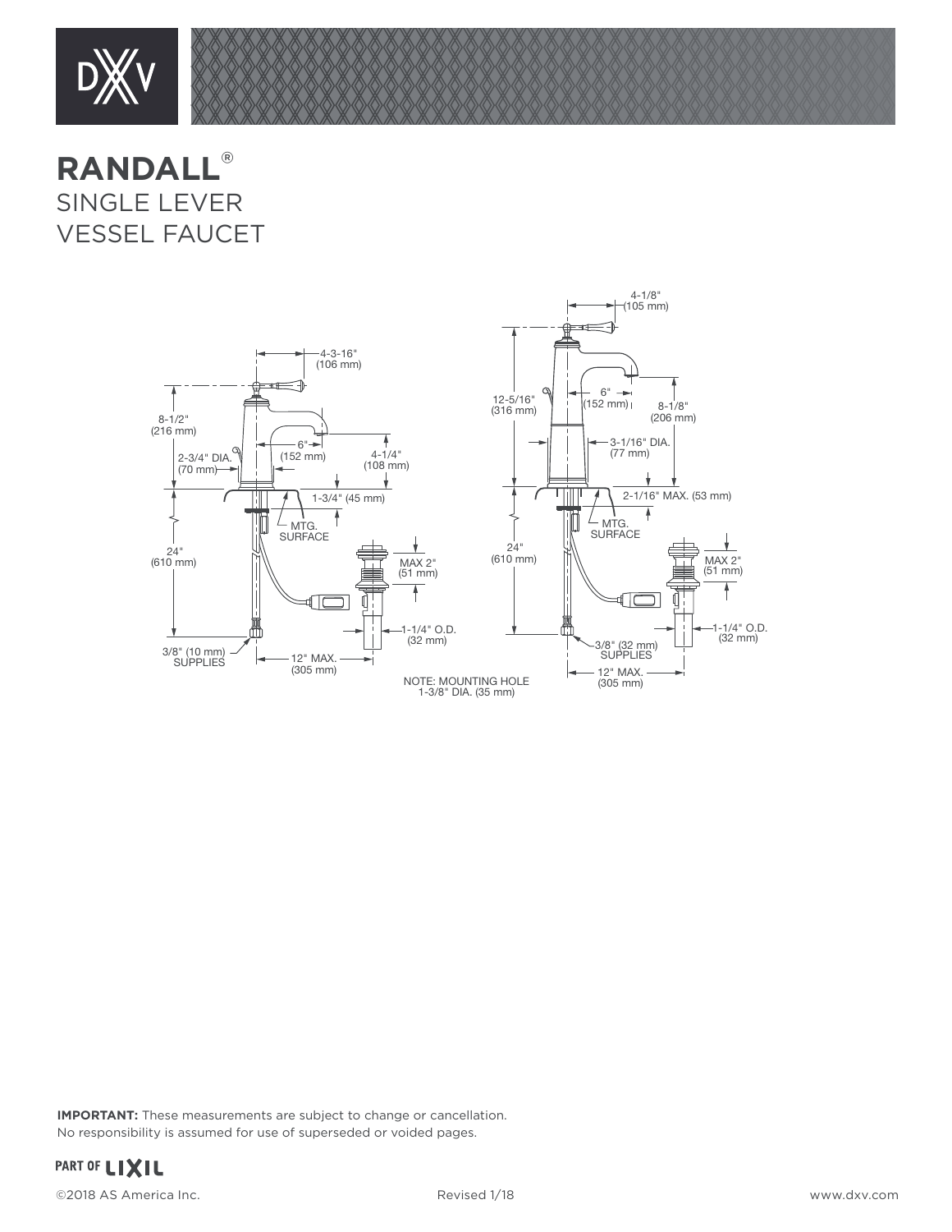# RANDALL®

## SINGLE LEVER VESSEL FAUCET

4-3-16" (106 mm)

8-1/2" (216 mm)

2-3/4" DIA. (70 mm)

6" (152 mm)

4-1/4" (108 mm)

1-3/4" (45 mm)

MTG. SURFACE

24" (610 mm)

MAX 2" (51 mm)

1-1/4" O.D. (32 mm)

3/8" (10 mm) SUPPLIES

12" MAX. (305 mm)

4-1/8" (105 mm)

12-5/16" (316 mm)

6" (152 mm)

8-1/8" (206 mm)

3-1/16" DIA. (77 mm)

2-1/16" MAX. (53 mm)

MTG. SURFACE

24" (610 mm)

MAX 2" (51 mm)

1-1/4" O.D. (32 mm)

3/8" (32 mm) SUPPLIES

12" MAX. (305 mm)

NOTE: MOUNTING HOLE 1-3/8" DIA. (35 mm)

**IMPORTANT:** These measurements are subject to change or cancellation.
No responsibility is assumed for use of superseded or voided pages.

PART OF LIXIL

©2018 AS America Inc. Revised 1/18 www.dxv.com